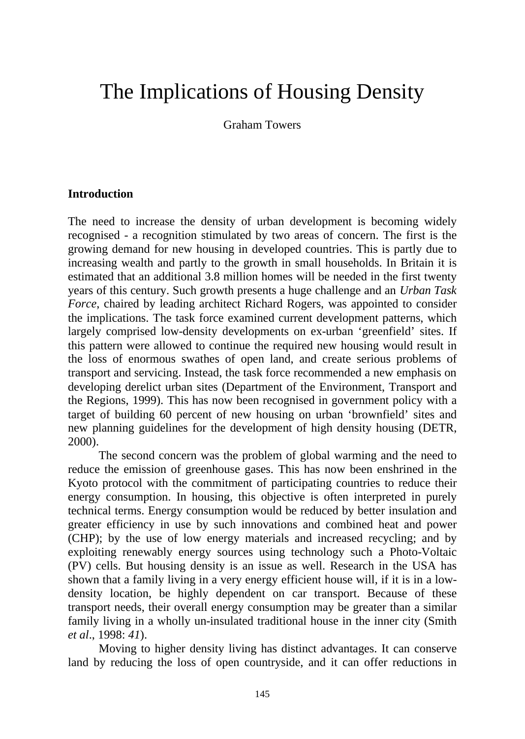# The Implications of Housing Density

Graham Towers

## Introduction

The need to increase the density of urban development is becoming widely recognised - a recognition stimulated by two areas of concern. The first is the growing demand for new housing in developed countries. This is partly due to increasing wealth and partly to the growth in small households. In Britain it is estimated that an additional 3.8 million homes will be needed in the first twenty years of this century. Such growth presents a huge challenge and an *Urban Task Force*, chaired by leading architect Richard Rogers, was appointed to consider the implications. The task force examined current development patterns, which largely comprised low-density developments on ex-urban 'greenfield' sites. If this pattern were allowed to continue the required new housing would result in the loss of enormous swathes of open land, and create serious problems of transport and servicing. Instead, the task force recommended a new emphasis on developing derelict urban sites (Department of the Environment, Transport and the Regions, 1999). This has now been recognised in government policy with a target of building 60 percent of new housing on urban 'brownfield' sites and new planning guidelines for the development of high density housing (DETR, 2000).

The second concern was the problem of global warming and the need to reduce the emission of greenhouse gases. This has now been enshrined in the Kyoto protocol with the commitment of participating countries to reduce their energy consumption. In housing, this objective is often interpreted in purely technical terms. Energy consumption would be reduced by better insulation and greater efficiency in use by such innovations and combined heat and power (CHP); by the use of low energy materials and increased recycling; and by exploiting renewably energy sources using technology such a Photo-Voltaic (PV) cells. But housing density is an issue as well. Research in the USA has shown that a family living in a very energy efficient house will, if it is in a low-density location, be highly dependent on car transport. Because of these transport needs, their overall energy consumption may be greater than a similar family living in a wholly un-insulated traditional house in the inner city (Smith *et al*., 1998: *41*).

Moving to higher density living has distinct advantages. It can conserve land by reducing the loss of open countryside, and it can offer reductions in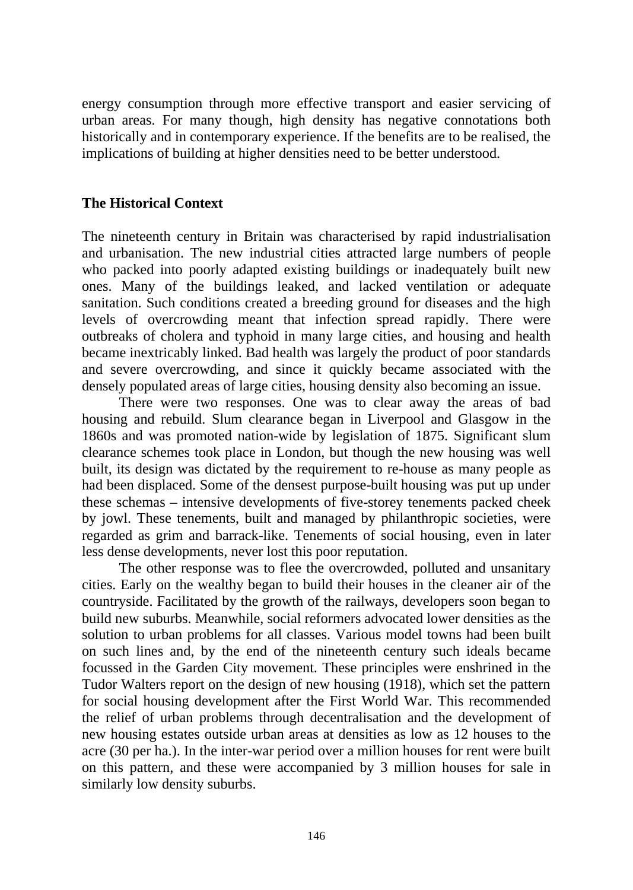energy consumption through more effective transport and easier servicing of urban areas. For many though, high density has negative connotations both historically and in contemporary experience. If the benefits are to be realised, the implications of building at higher densities need to be better understood.

## The Historical Context

The nineteenth century in Britain was characterised by rapid industrialisation and urbanisation. The new industrial cities attracted large numbers of people who packed into poorly adapted existing buildings or inadequately built new ones. Many of the buildings leaked, and lacked ventilation or adequate sanitation. Such conditions created a breeding ground for diseases and the high levels of overcrowding meant that infection spread rapidly. There were outbreaks of cholera and typhoid in many large cities, and housing and health became inextricably linked. Bad health was largely the product of poor standards and severe overcrowding, and since it quickly became associated with the densely populated areas of large cities, housing density also becoming an issue.

There were two responses. One was to clear away the areas of bad housing and rebuild. Slum clearance began in Liverpool and Glasgow in the 1860s and was promoted nation-wide by legislation of 1875. Significant slum clearance schemes took place in London, but though the new housing was well built, its design was dictated by the requirement to re-house as many people as had been displaced. Some of the densest purpose-built housing was put up under these schemas – intensive developments of five-storey tenements packed cheek by jowl. These tenements, built and managed by philanthropic societies, were regarded as grim and barrack-like. Tenements of social housing, even in later less dense developments, never lost this poor reputation.

The other response was to flee the overcrowded, polluted and unsanitary cities. Early on the wealthy began to build their houses in the cleaner air of the countryside. Facilitated by the growth of the railways, developers soon began to build new suburbs. Meanwhile, social reformers advocated lower densities as the solution to urban problems for all classes. Various model towns had been built on such lines and, by the end of the nineteenth century such ideals became focussed in the Garden City movement. These principles were enshrined in the Tudor Walters report on the design of new housing (1918), which set the pattern for social housing development after the First World War. This recommended the relief of urban problems through decentralisation and the development of new housing estates outside urban areas at densities as low as 12 houses to the acre (30 per ha.). In the inter-war period over a million houses for rent were built on this pattern, and these were accompanied by 3 million houses for sale in similarly low density suburbs.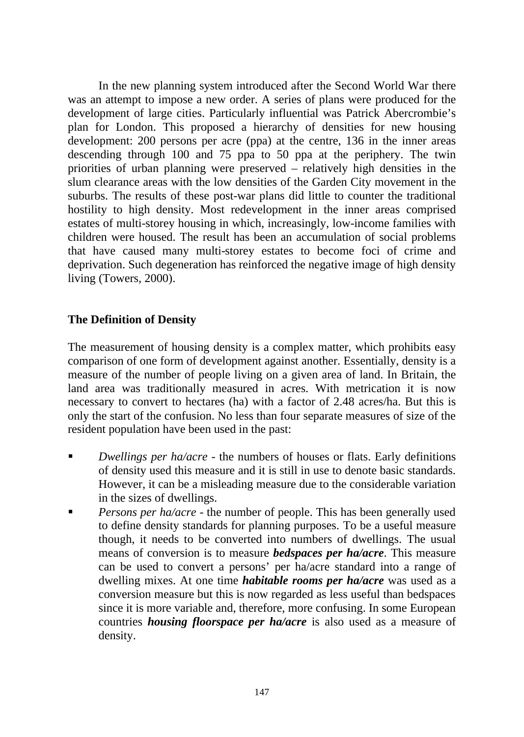In the new planning system introduced after the Second World War there was an attempt to impose a new order. A series of plans were produced for the development of large cities. Particularly influential was Patrick Abercrombie's plan for London. This proposed a hierarchy of densities for new housing development: 200 persons per acre (ppa) at the centre, 136 in the inner areas descending through 100 and 75 ppa to 50 ppa at the periphery. The twin priorities of urban planning were preserved – relatively high densities in the slum clearance areas with the low densities of the Garden City movement in the suburbs. The results of these post-war plans did little to counter the traditional hostility to high density. Most redevelopment in the inner areas comprised estates of multi-storey housing in which, increasingly, low-income families with children were housed. The result has been an accumulation of social problems that have caused many multi-storey estates to become foci of crime and deprivation. Such degeneration has reinforced the negative image of high density living (Towers, 2000).

## The Definition of Density

The measurement of housing density is a complex matter, which prohibits easy comparison of one form of development against another. Essentially, density is a measure of the number of people living on a given area of land. In Britain, the land area was traditionally measured in acres. With metrication it is now necessary to convert to hectares (ha) with a factor of 2.48 acres/ha. But this is only the start of the confusion. No less than four separate measures of size of the resident population have been used in the past:

- *Dwellings per ha/acre* - the numbers of houses or flats. Early definitions of density used this measure and it is still in use to denote basic standards. However, it can be a misleading measure due to the considerable variation in the sizes of dwellings.
- *Persons per ha/acre* - the number of people. This has been generally used to define density standards for planning purposes. To be a useful measure though, it needs to be converted into numbers of dwellings. The usual means of conversion is to measure ***bedspaces per ha/acre***. This measure can be used to convert a persons' per ha/acre standard into a range of dwelling mixes. At one time ***habitable rooms per ha/acre*** was used as a conversion measure but this is now regarded as less useful than bedspaces since it is more variable and, therefore, more confusing. In some European countries ***housing floorspace per ha/acre*** is also used as a measure of density.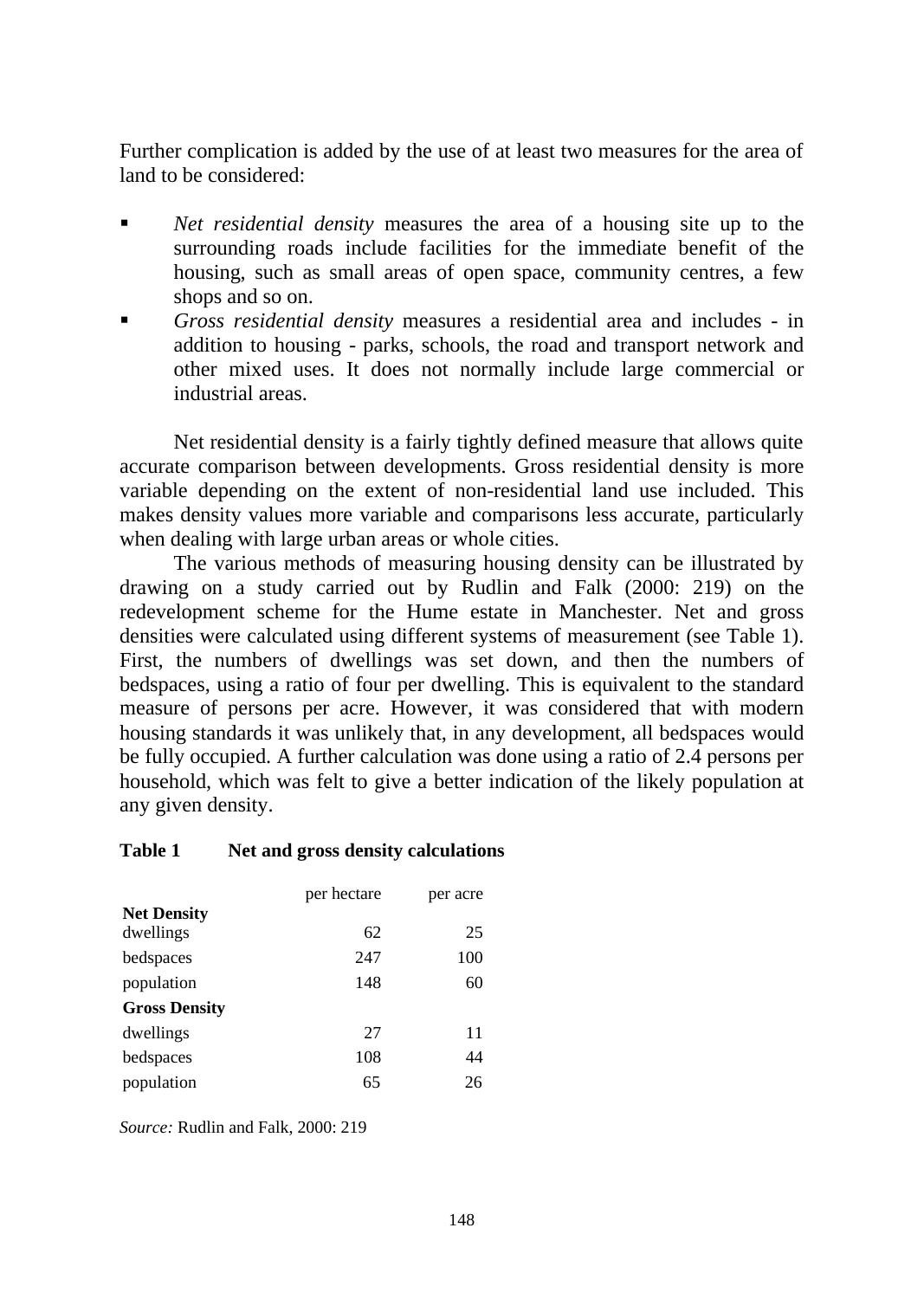Further complication is added by the use of at least two measures for the area of land to be considered:

- *Net residential density* measures the area of a housing site up to the surrounding roads include facilities for the immediate benefit of the housing, such as small areas of open space, community centres, a few shops and so on.
- *Gross residential density* measures a residential area and includes - in addition to housing - parks, schools, the road and transport network and other mixed uses. It does not normally include large commercial or industrial areas.

Net residential density is a fairly tightly defined measure that allows quite accurate comparison between developments. Gross residential density is more variable depending on the extent of non-residential land use included. This makes density values more variable and comparisons less accurate, particularly when dealing with large urban areas or whole cities.

The various methods of measuring housing density can be illustrated by drawing on a study carried out by Rudlin and Falk (2000: 219) on the redevelopment scheme for the Hume estate in Manchester. Net and gross densities were calculated using different systems of measurement (see Table 1). First, the numbers of dwellings was set down, and then the numbers of bedspaces, using a ratio of four per dwelling. This is equivalent to the standard measure of persons per acre. However, it was considered that with modern housing standards it was unlikely that, in any development, all bedspaces would be fully occupied. A further calculation was done using a ratio of 2.4 persons per household, which was felt to give a better indication of the likely population at any given density.

**Table 1 Net and gross density calculations**

| | per hectare | per acre |
|---|---|---|
| **Net Density** | | |
| dwellings | 62 | 25 |
| bedspaces | 247 | 100 |
| population | 148 | 60 |
| **Gross Density** | | |
| dwellings | 27 | 11 |
| bedspaces | 108 | 44 |
| population | 65 | 26 |

*Source:* Rudlin and Falk, 2000: 219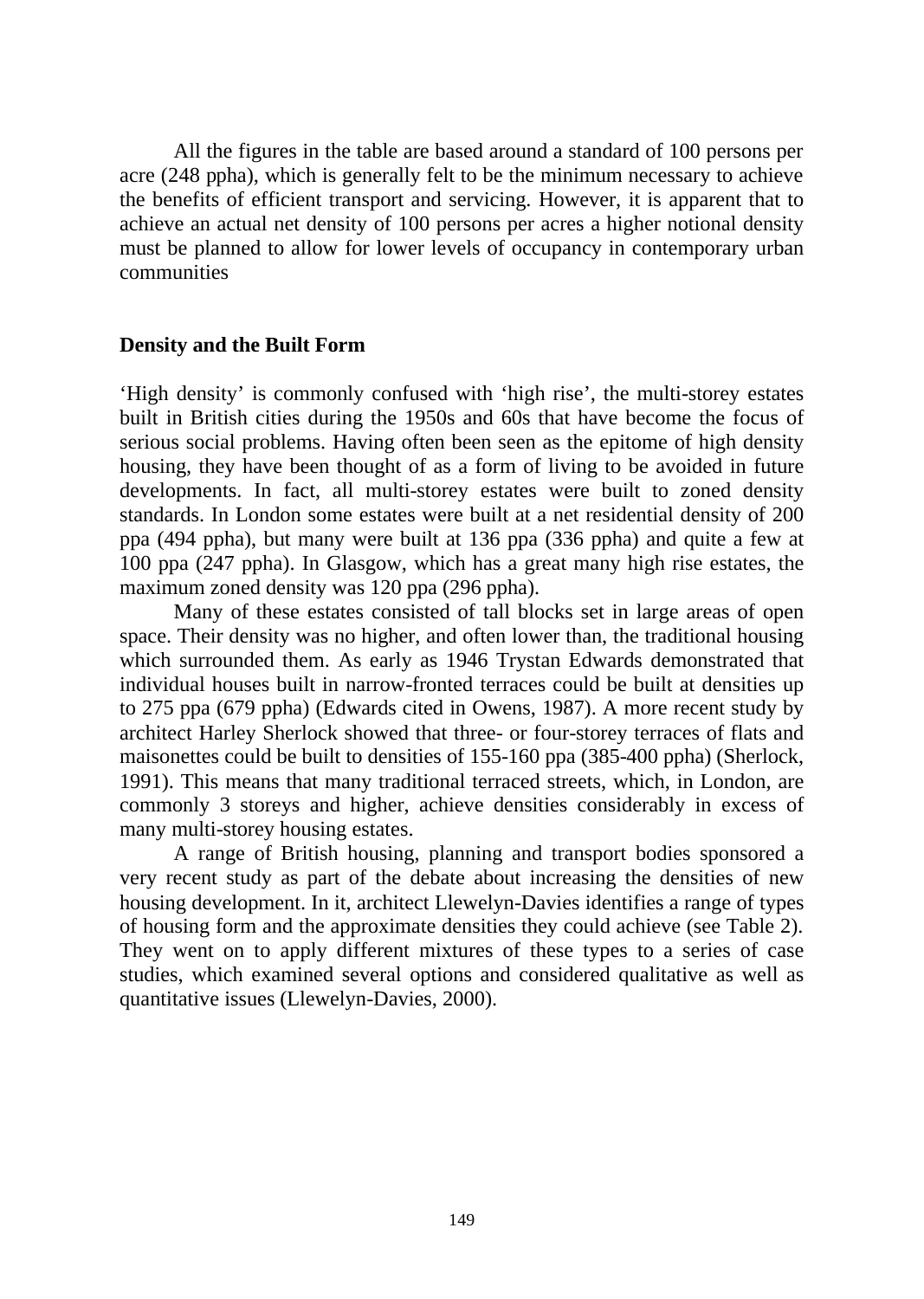All the figures in the table are based around a standard of 100 persons per acre (248 ppha), which is generally felt to be the minimum necessary to achieve the benefits of efficient transport and servicing. However, it is apparent that to achieve an actual net density of 100 persons per acres a higher notional density must be planned to allow for lower levels of occupancy in contemporary urban communities

## Density and the Built Form

'High density' is commonly confused with 'high rise', the multi-storey estates built in British cities during the 1950s and 60s that have become the focus of serious social problems. Having often been seen as the epitome of high density housing, they have been thought of as a form of living to be avoided in future developments. In fact, all multi-storey estates were built to zoned density standards. In London some estates were built at a net residential density of 200 ppa (494 ppha), but many were built at 136 ppa (336 ppha) and quite a few at 100 ppa (247 ppha). In Glasgow, which has a great many high rise estates, the maximum zoned density was 120 ppa (296 ppha).

Many of these estates consisted of tall blocks set in large areas of open space. Their density was no higher, and often lower than, the traditional housing which surrounded them. As early as 1946 Trystan Edwards demonstrated that individual houses built in narrow-fronted terraces could be built at densities up to 275 ppa (679 ppha) (Edwards cited in Owens, 1987). A more recent study by architect Harley Sherlock showed that three- or four-storey terraces of flats and maisonettes could be built to densities of 155-160 ppa (385-400 ppha) (Sherlock, 1991). This means that many traditional terraced streets, which, in London, are commonly 3 storeys and higher, achieve densities considerably in excess of many multi-storey housing estates.

A range of British housing, planning and transport bodies sponsored a very recent study as part of the debate about increasing the densities of new housing development. In it, architect Llewelyn-Davies identifies a range of types of housing form and the approximate densities they could achieve (see Table 2). They went on to apply different mixtures of these types to a series of case studies, which examined several options and considered qualitative as well as quantitative issues (Llewelyn-Davies, 2000).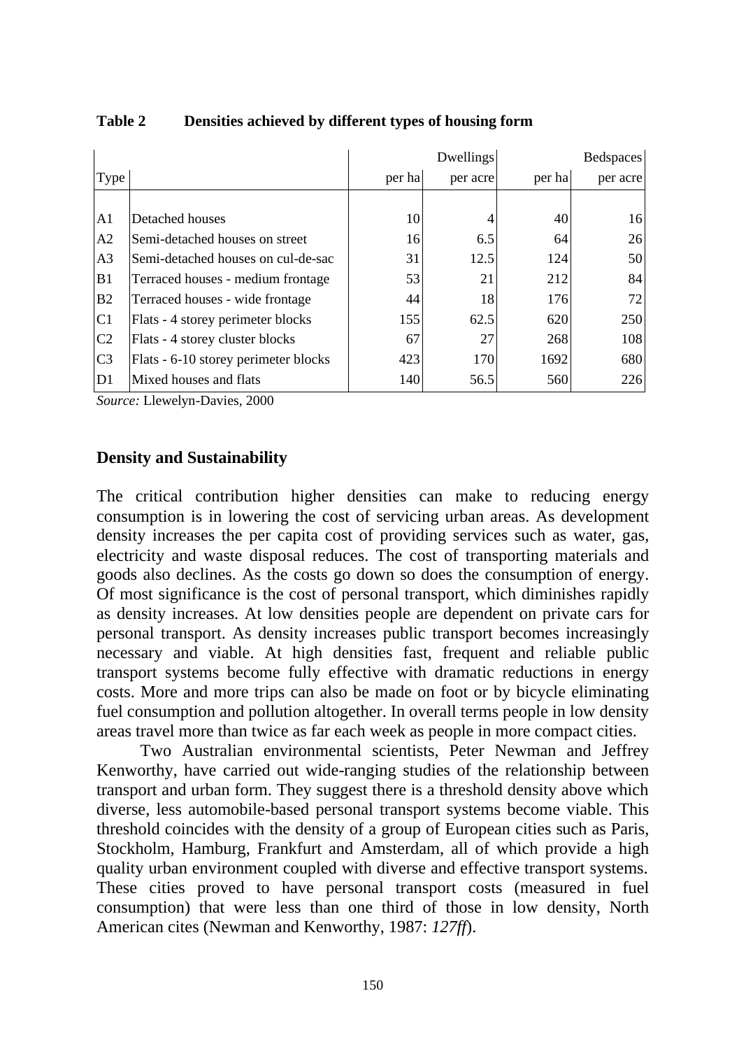**Table 2 Densities achieved by different types of housing form**

| Type | | Dwellings | | Bedspaces | |
|---|---|---|---|---|---|
| | | per ha | per acre | per ha | per acre |
| A1 | Detached houses | 10 | 4 | 40 | 16 |
| A2 | Semi-detached houses on street | 16 | 6.5 | 64 | 26 |
| A3 | Semi-detached houses on cul-de-sac | 31 | 12.5 | 124 | 50 |
| B1 | Terraced houses - medium frontage | 53 | 21 | 212 | 84 |
| B2 | Terraced houses - wide frontage | 44 | 18 | 176 | 72 |
| C1 | Flats - 4 storey perimeter blocks | 155 | 62.5 | 620 | 250 |
| C2 | Flats - 4 storey cluster blocks | 67 | 27 | 268 | 108 |
| C3 | Flats - 6-10 storey perimeter blocks | 423 | 170 | 1692 | 680 |
| D1 | Mixed houses and flats | 140 | 56.5 | 560 | 226 |

*Source:* Llewelyn-Davies, 2000

## Density and Sustainability

The critical contribution higher densities can make to reducing energy consumption is in lowering the cost of servicing urban areas. As development density increases the per capita cost of providing services such as water, gas, electricity and waste disposal reduces. The cost of transporting materials and goods also declines. As the costs go down so does the consumption of energy. Of most significance is the cost of personal transport, which diminishes rapidly as density increases. At low densities people are dependent on private cars for personal transport. As density increases public transport becomes increasingly necessary and viable. At high densities fast, frequent and reliable public transport systems become fully effective with dramatic reductions in energy costs. More and more trips can also be made on foot or by bicycle eliminating fuel consumption and pollution altogether. In overall terms people in low density areas travel more than twice as far each week as people in more compact cities.

Two Australian environmental scientists, Peter Newman and Jeffrey Kenworthy, have carried out wide-ranging studies of the relationship between transport and urban form. They suggest there is a threshold density above which diverse, less automobile-based personal transport systems become viable. This threshold coincides with the density of a group of European cities such as Paris, Stockholm, Hamburg, Frankfurt and Amsterdam, all of which provide a high quality urban environment coupled with diverse and effective transport systems. These cities proved to have personal transport costs (measured in fuel consumption) that were less than one third of those in low density, North American cites (Newman and Kenworthy, 1987: *127ff*).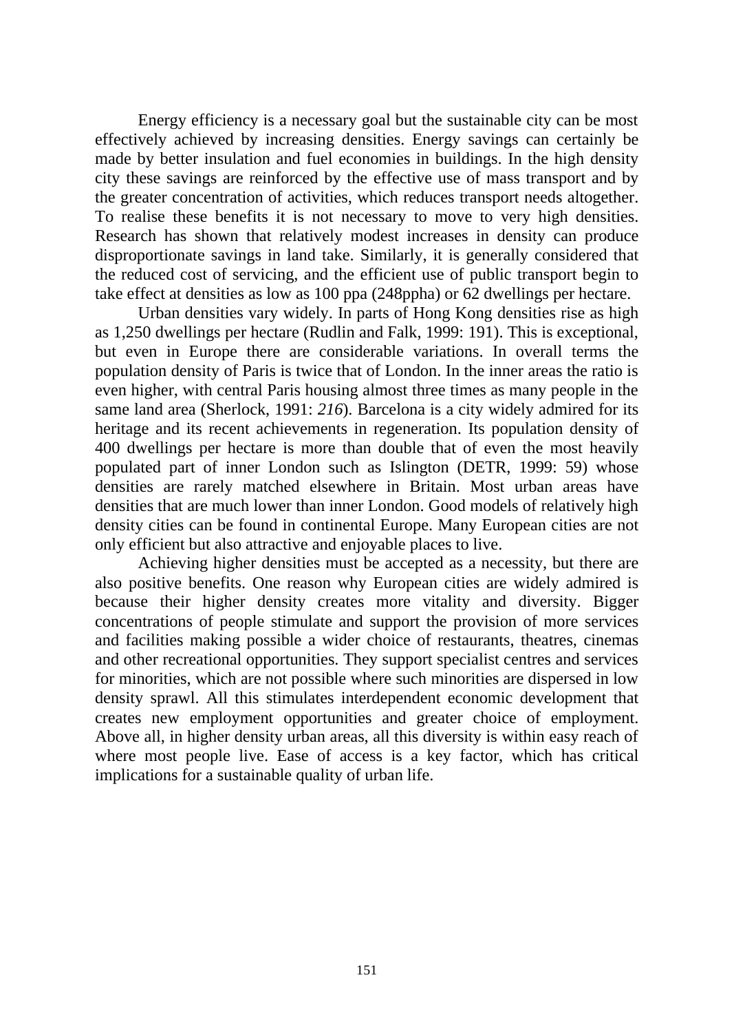Energy efficiency is a necessary goal but the sustainable city can be most effectively achieved by increasing densities. Energy savings can certainly be made by better insulation and fuel economies in buildings. In the high density city these savings are reinforced by the effective use of mass transport and by the greater concentration of activities, which reduces transport needs altogether. To realise these benefits it is not necessary to move to very high densities. Research has shown that relatively modest increases in density can produce disproportionate savings in land take. Similarly, it is generally considered that the reduced cost of servicing, and the efficient use of public transport begin to take effect at densities as low as 100 ppa (248ppha) or 62 dwellings per hectare.

Urban densities vary widely. In parts of Hong Kong densities rise as high as 1,250 dwellings per hectare (Rudlin and Falk, 1999: 191). This is exceptional, but even in Europe there are considerable variations. In overall terms the population density of Paris is twice that of London. In the inner areas the ratio is even higher, with central Paris housing almost three times as many people in the same land area (Sherlock, 1991: *216*). Barcelona is a city widely admired for its heritage and its recent achievements in regeneration. Its population density of 400 dwellings per hectare is more than double that of even the most heavily populated part of inner London such as Islington (DETR, 1999: 59) whose densities are rarely matched elsewhere in Britain. Most urban areas have densities that are much lower than inner London. Good models of relatively high density cities can be found in continental Europe. Many European cities are not only efficient but also attractive and enjoyable places to live.

Achieving higher densities must be accepted as a necessity, but there are also positive benefits. One reason why European cities are widely admired is because their higher density creates more vitality and diversity. Bigger concentrations of people stimulate and support the provision of more services and facilities making possible a wider choice of restaurants, theatres, cinemas and other recreational opportunities. They support specialist centres and services for minorities, which are not possible where such minorities are dispersed in low density sprawl. All this stimulates interdependent economic development that creates new employment opportunities and greater choice of employment. Above all, in higher density urban areas, all this diversity is within easy reach of where most people live. Ease of access is a key factor, which has critical implications for a sustainable quality of urban life.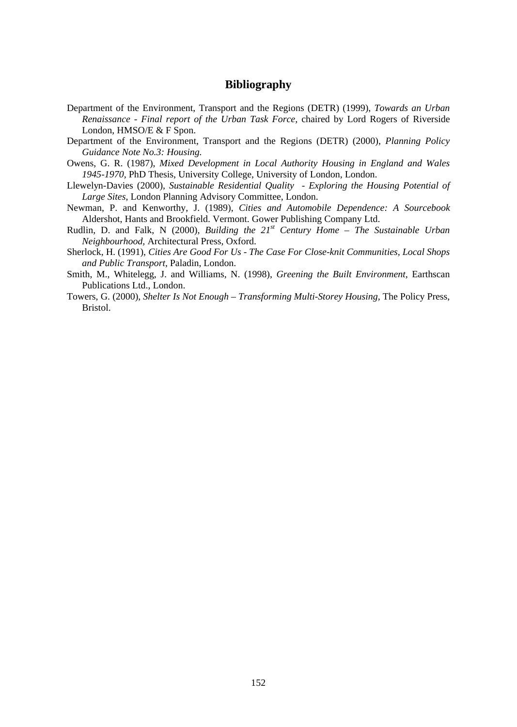## Bibliography

Department of the Environment, Transport and the Regions (DETR) (1999), *Towards an Urban Renaissance - Final report of the Urban Task Force,* chaired by Lord Rogers of Riverside London, HMSO/E & F Spon.

Department of the Environment, Transport and the Regions (DETR) (2000), *Planning Policy Guidance Note No.3: Housing.*

Owens, G. R. (1987), *Mixed Development in Local Authority Housing in England and Wales 1945-1970,* PhD Thesis, University College, University of London, London.

Llewelyn-Davies (2000), *Sustainable Residential Quality - Exploring the Housing Potential of Large Sites*, London Planning Advisory Committee, London.

Newman, P. and Kenworthy, J. (1989), *Cities and Automobile Dependence: A Sourcebook* Aldershot, Hants and Brookfield. Vermont. Gower Publishing Company Ltd.

Rudlin, D. and Falk, N (2000), *Building the 21st Century Home – The Sustainable Urban Neighbourhood,* Architectural Press, Oxford.

Sherlock, H. (1991), *Cities Are Good For Us - The Case For Close-knit Communities, Local Shops and Public Transport,* Paladin, London.

Smith, M., Whitelegg, J. and Williams, N. (1998), *Greening the Built Environment,* Earthscan Publications Ltd., London.

Towers, G. (2000), *Shelter Is Not Enough – Transforming Multi-Storey Housing,* The Policy Press, Bristol.